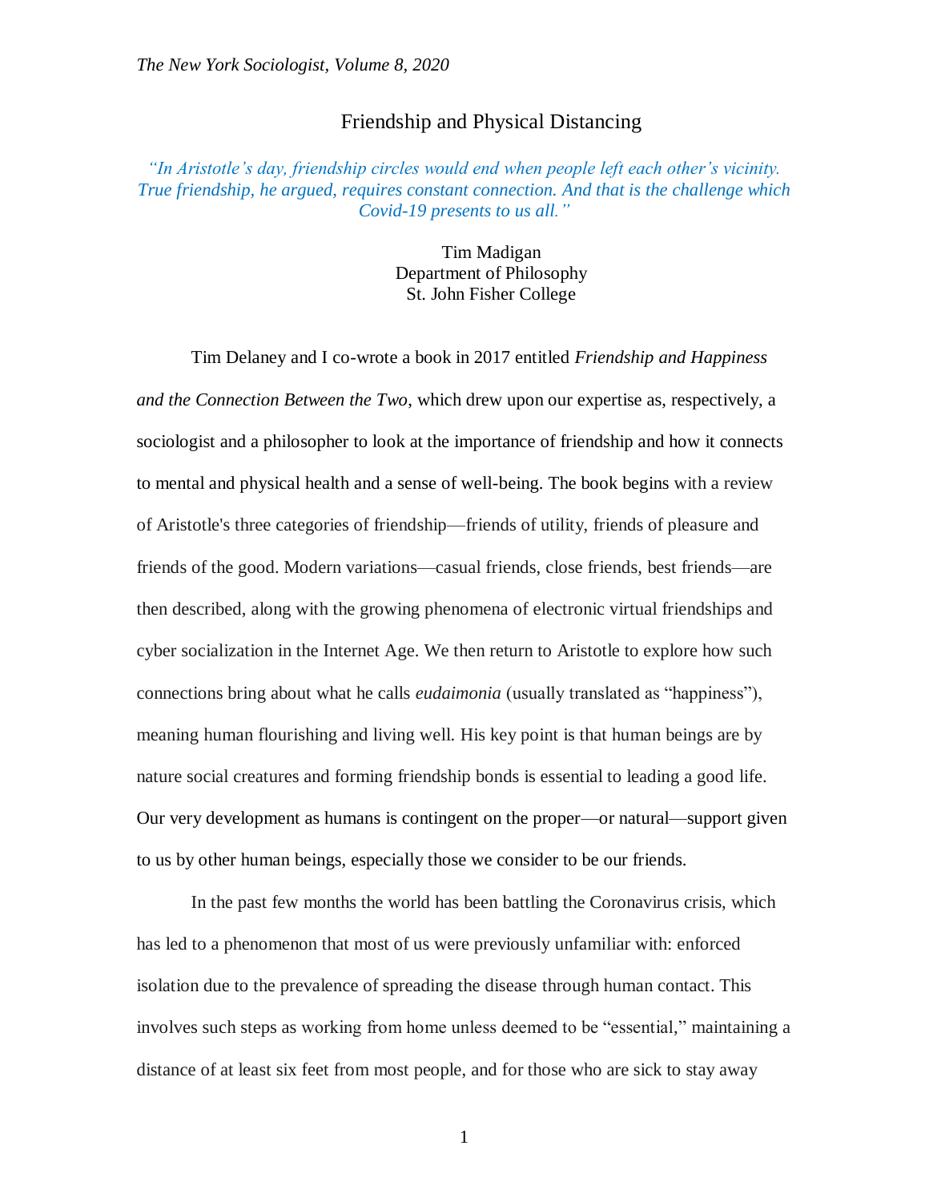# Friendship and Physical Distancing

*"In Aristotle's day, friendship circles would end when people left each other's vicinity. True friendship, he argued, requires constant connection. And that is the challenge which Covid-19 presents to us all."*

Tim Madigan
Department of Philosophy
St. John Fisher College

Tim Delaney and I co-wrote a book in 2017 entitled *Friendship and Happiness and the Connection Between the Two*, which drew upon our expertise as, respectively, a sociologist and a philosopher to look at the importance of friendship and how it connects to mental and physical health and a sense of well-being. The book begins with a review of Aristotle's three categories of friendship—friends of utility, friends of pleasure and friends of the good. Modern variations—casual friends, close friends, best friends—are then described, along with the growing phenomena of electronic virtual friendships and cyber socialization in the Internet Age. We then return to Aristotle to explore how such connections bring about what he calls *eudaimonia* (usually translated as "happiness"), meaning human flourishing and living well. His key point is that human beings are by nature social creatures and forming friendship bonds is essential to leading a good life. Our very development as humans is contingent on the proper—or natural—support given to us by other human beings, especially those we consider to be our friends.

In the past few months the world has been battling the Coronavirus crisis, which has led to a phenomenon that most of us were previously unfamiliar with: enforced isolation due to the prevalence of spreading the disease through human contact. This involves such steps as working from home unless deemed to be "essential," maintaining a distance of at least six feet from most people, and for those who are sick to stay away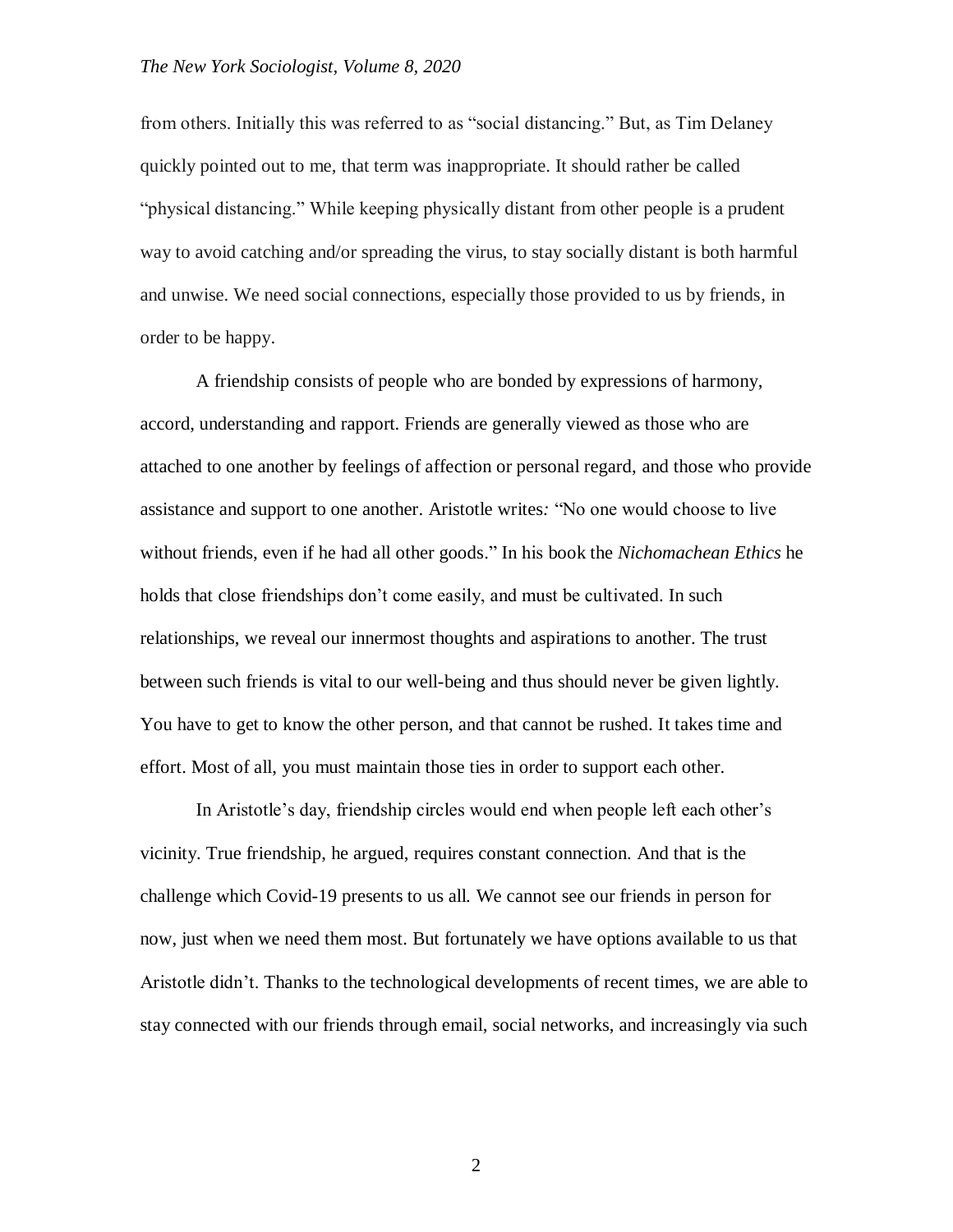from others. Initially this was referred to as "social distancing." But, as Tim Delaney quickly pointed out to me, that term was inappropriate. It should rather be called "physical distancing." While keeping physically distant from other people is a prudent way to avoid catching and/or spreading the virus, to stay socially distant is both harmful and unwise. We need social connections, especially those provided to us by friends, in order to be happy.

A friendship consists of people who are bonded by expressions of harmony, accord, understanding and rapport. Friends are generally viewed as those who are attached to one another by feelings of affection or personal regard, and those who provide assistance and support to one another. Aristotle writes: "No one would choose to live without friends, even if he had all other goods." In his book the *Nichomachean Ethics* he holds that close friendships don't come easily, and must be cultivated. In such relationships, we reveal our innermost thoughts and aspirations to another. The trust between such friends is vital to our well-being and thus should never be given lightly. You have to get to know the other person, and that cannot be rushed. It takes time and effort. Most of all, you must maintain those ties in order to support each other.

In Aristotle's day, friendship circles would end when people left each other's vicinity. True friendship, he argued, requires constant connection. And that is the challenge which Covid-19 presents to us all. We cannot see our friends in person for now, just when we need them most. But fortunately we have options available to us that Aristotle didn't. Thanks to the technological developments of recent times, we are able to stay connected with our friends through email, social networks, and increasingly via such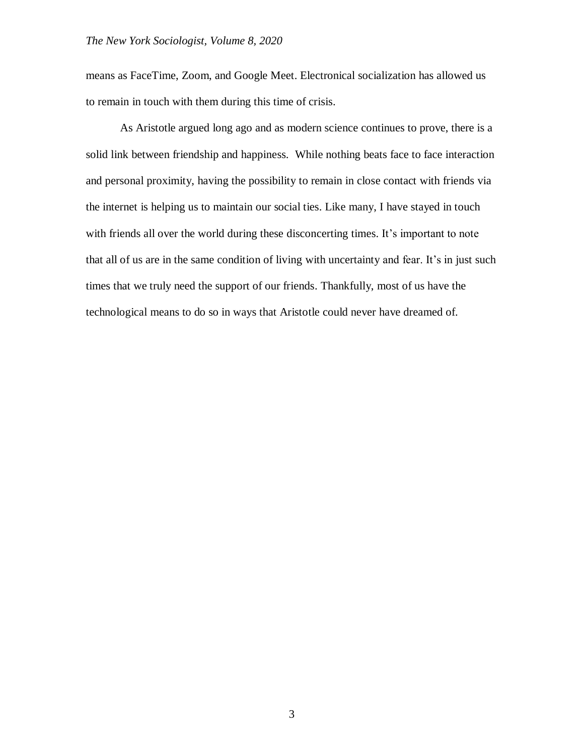means as FaceTime, Zoom, and Google Meet. Electronical socialization has allowed us to remain in touch with them during this time of crisis.

As Aristotle argued long ago and as modern science continues to prove, there is a solid link between friendship and happiness.  While nothing beats face to face interaction and personal proximity, having the possibility to remain in close contact with friends via the internet is helping us to maintain our social ties. Like many, I have stayed in touch with friends all over the world during these disconcerting times. It’s important to note that all of us are in the same condition of living with uncertainty and fear. It’s in just such times that we truly need the support of our friends. Thankfully, most of us have the technological means to do so in ways that Aristotle could never have dreamed of.